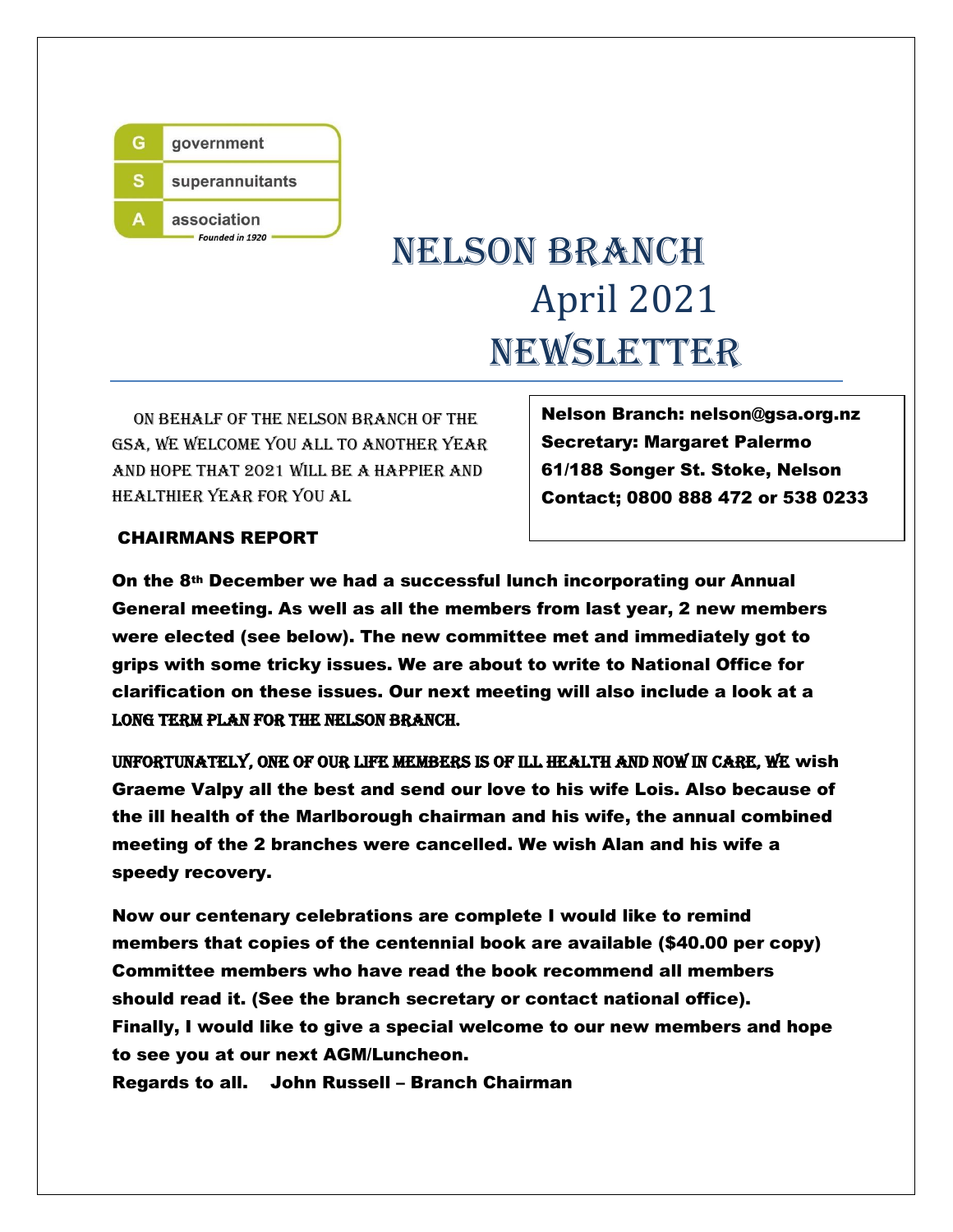government
superannuitants
association
*Founded in 1920*

# Nelson Branch April 2021 Newsletter

On behalf of the Nelson Branch of the GSA, we welcome you all to another year and hope that 2021 will be a happier and healthier year for you al

**Nelson Branch: nelson@gsa.org.nz**
**Secretary: Margaret Palermo**
**61/188 Songer St. Stoke, Nelson**
**Contact; 0800 888 472 or 538 0233**

## CHAIRMANS REPORT

**On the 8th December we had a successful lunch incorporating our Annual General meeting. As well as all the members from last year, 2 new members were elected (see below). The new committee met and immediately got to grips with some tricky issues. We are about to write to National Office for clarification on these issues. Our next meeting will also include a look at a long term plan for the Nelson Branch.**

**Unfortunately, one of our life members is of ill health and now in care, we wish Graeme Valpy all the best and send our love to his wife Lois. Also because of the ill health of the Marlborough chairman and his wife, the annual combined meeting of the 2 branches were cancelled. We wish Alan and his wife a speedy recovery.**

**Now our centenary celebrations are complete I would like to remind members that copies of the centennial book are available ($40.00 per copy) Committee members who have read the book recommend all members should read it. (See the branch secretary or contact national office).**
**Finally, I would like to give a special welcome to our new members and hope to see you at our next AGM/Luncheon.**
**Regards to all. John Russell – Branch Chairman**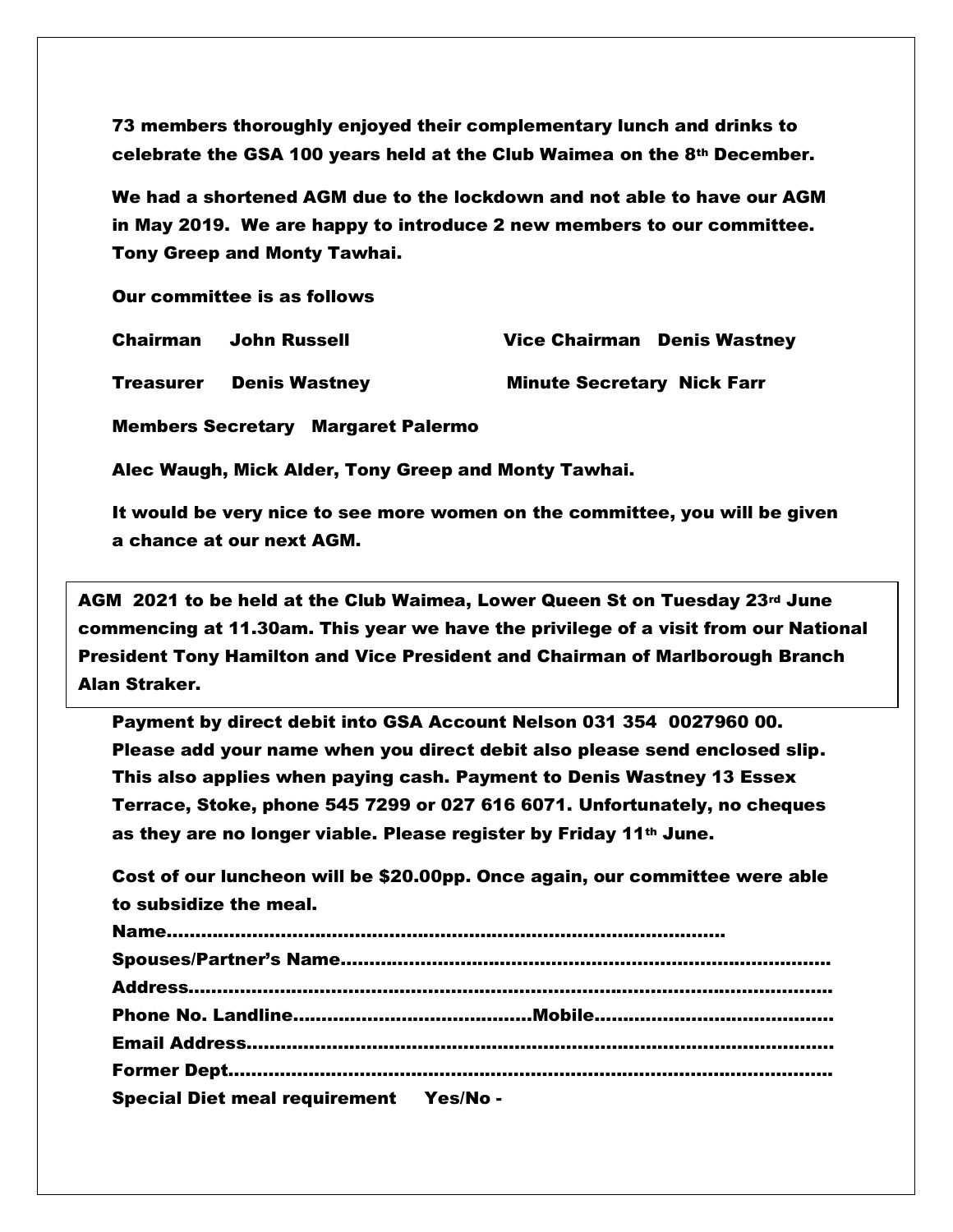**73 members thoroughly enjoyed their complementary lunch and drinks to celebrate the GSA 100 years held at the Club Waimea on the 8th December.**

**We had a shortened AGM due to the lockdown and not able to have our AGM in May 2019. We are happy to introduce 2 new members to our committee. Tony Greep and Monty Tawhai.**

**Our committee is as follows**

**Chairman John Russell**

**Vice Chairman Denis Wastney**

**Treasurer Denis Wastney**

**Minute Secretary Nick Farr**

**Members Secretary Margaret Palermo**

**Alec Waugh, Mick Alder, Tony Greep and Monty Tawhai.**

**It would be very nice to see more women on the committee, you will be given a chance at our next AGM.**

**AGM 2021 to be held at the Club Waimea, Lower Queen St on Tuesday 23rd June commencing at 11.30am. This year we have the privilege of a visit from our National President Tony Hamilton and Vice President and Chairman of Marlborough Branch Alan Straker.**

**Payment by direct debit into GSA Account Nelson 031 354 0027960 00. Please add your name when you direct debit also please send enclosed slip. This also applies when paying cash. Payment to Denis Wastney 13 Essex Terrace, Stoke, phone 545 7299 or 027 616 6071. Unfortunately, no cheques as they are no longer viable. Please register by Friday 11th June.**

**Cost of our luncheon will be $20.00pp. Once again, our committee were able to subsidize the meal.**

**Name…………………………………………………………………………………**

**Spouses/Partner's Name…………………………………………………………………**

**Address…………………………………………………………………………………………**

**Phone No. Landline……………………………………Mobile……………………………………**

**Email Address……………………………………………………………………………………**

**Former Dept………………………………………………………………………………………**

**Special Diet meal requirement Yes/No -**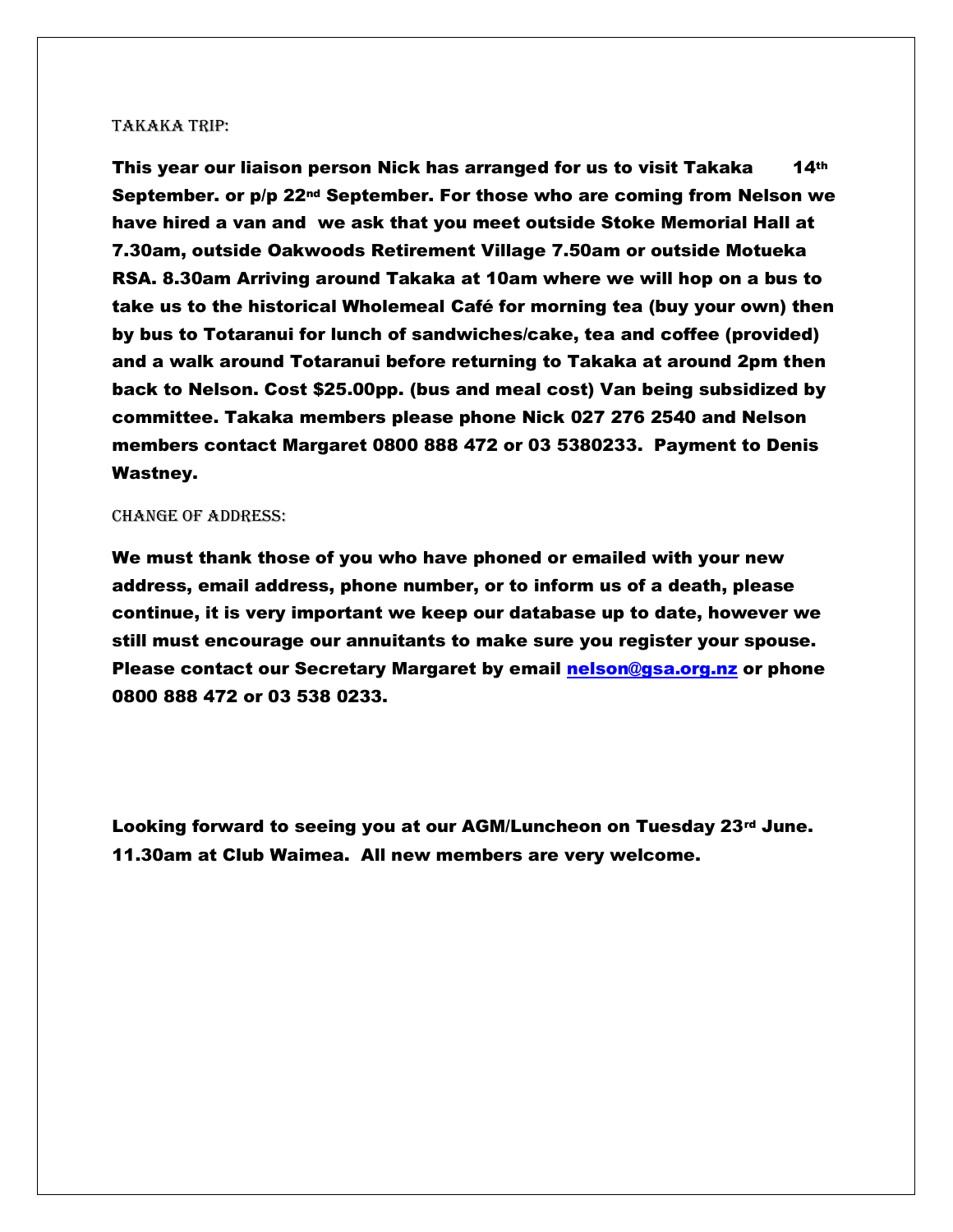## TAKAKA TRIP:

**This year our liaison person Nick has arranged for us to visit Takaka 14th September. or p/p 22nd September. For those who are coming from Nelson we have hired a van and we ask that you meet outside Stoke Memorial Hall at 7.30am, outside Oakwoods Retirement Village 7.50am or outside Motueka RSA. 8.30am Arriving around Takaka at 10am where we will hop on a bus to take us to the historical Wholemeal Café for morning tea (buy your own) then by bus to Totaranui for lunch of sandwiches/cake, tea and coffee (provided) and a walk around Totaranui before returning to Takaka at around 2pm then back to Nelson. Cost $25.00pp. (bus and meal cost) Van being subsidized by committee. Takaka members please phone Nick 027 276 2540 and Nelson members contact Margaret 0800 888 472 or 03 5380233. Payment to Denis Wastney.**

## CHANGE OF ADDRESS:

**We must thank those of you who have phoned or emailed with your new address, email address, phone number, or to inform us of a death, please continue, it is very important we keep our database up to date, however we still must encourage our annuitants to make sure you register your spouse. Please contact our Secretary Margaret by email nelson@gsa.org.nz or phone 0800 888 472 or 03 538 0233.**

**Looking forward to seeing you at our AGM/Luncheon on Tuesday 23rd June. 11.30am at Club Waimea. All new members are very welcome.**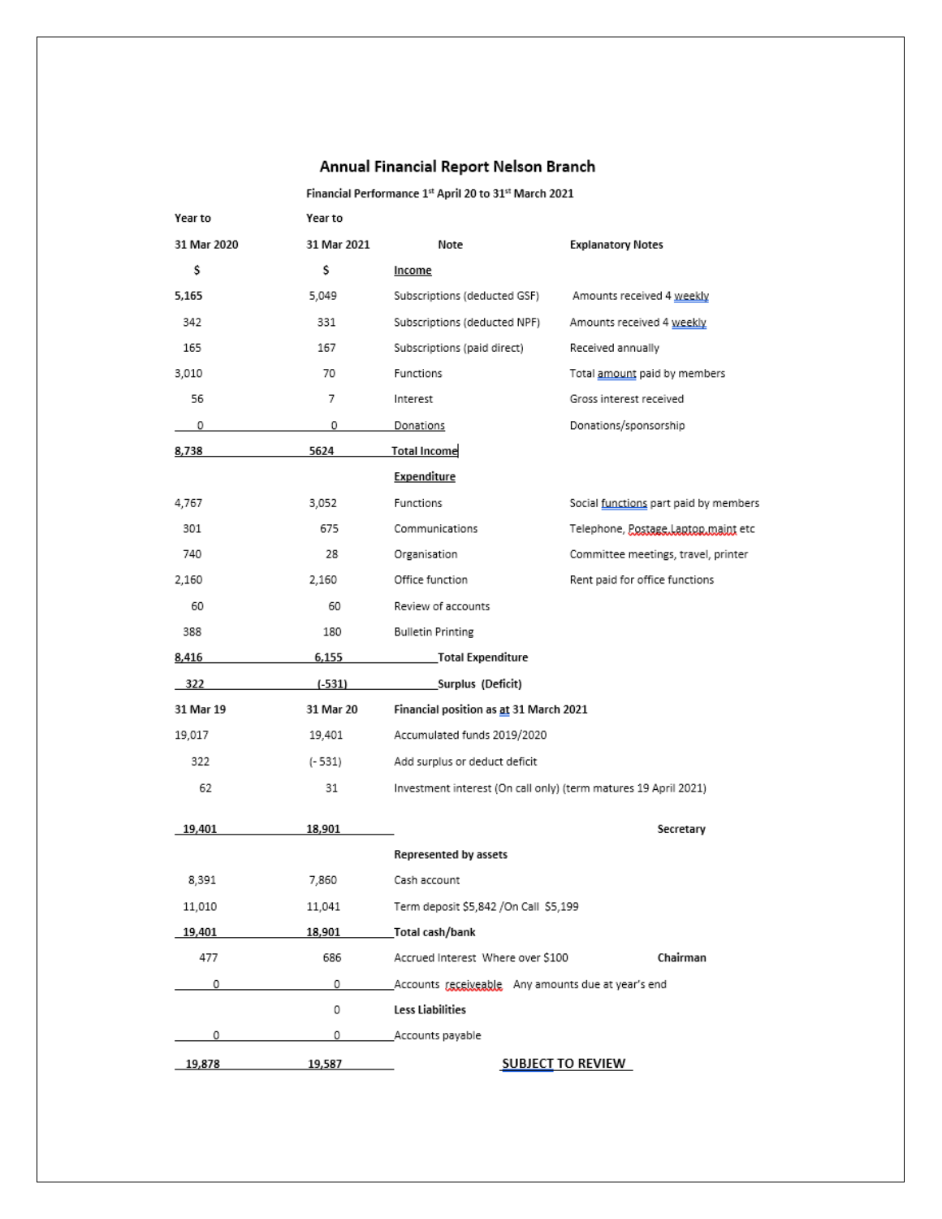## Annual Financial Report Nelson Branch

**Financial Performance 1st April 20 to 31st March 2021**

| Year to 31 Mar 2020 | Year to 31 Mar 2021 | Note | Explanatory Notes |
|---|---|---|---|
| $ | $ | **Income** | |
| 5,165 | 5,049 | Subscriptions (deducted GSF) | Amounts received 4 weekly |
| 342 | 331 | Subscriptions (deducted NPF) | Amounts received 4 weekly |
| 165 | 167 | Subscriptions (paid direct) | Received annually |
| 3,010 | 70 | Functions | Total amount paid by members |
| 56 | 7 | Interest | Gross interest received |
| 0 | 0 | Donations | Donations/sponsorship |
| **8,738** | **5624** | **Total Income** | |
| | | **Expenditure** | |
| 4,767 | 3,052 | Functions | Social functions part paid by members |
| 301 | 675 | Communications | Telephone, Postage,Laptop maint etc |
| 740 | 28 | Organisation | Committee meetings, travel, printer |
| 2,160 | 2,160 | Office function | Rent paid for office functions |
| 60 | 60 | Review of accounts | |
| 388 | 180 | Bulletin Printing | |
| **8,416** | **6,155** | **Total Expenditure** | |
| **322** | **(-531)** | **Surplus (Deficit)** | |
| **31 Mar 19** | **31 Mar 20** | **Financial position as at 31 March 2021** | |
| 19,017 | 19,401 | Accumulated funds 2019/2020 | |
| 322 | (- 531) | Add surplus or deduct deficit | |
| 62 | 31 | Investment interest (On call only) (term matures 19 April 2021) | |
| **19,401** | **18,901** | | **Secretary** |
| | | **Represented by assets** | |
| 8,391 | 7,860 | Cash account | |
| 11,010 | 11,041 | Term deposit $5,842 /On Call $5,199 | |
| **19,401** | **18,901** | **Total cash/bank** | |
| 477 | 686 | Accrued Interest Where over $100 | **Chairman** |
| 0 | 0 | Accounts receiveable Any amounts due at year's end | |
| | 0 | **Less Liabilities** | |
| 0 | 0 | Accounts payable | |
| **19,878** | **19,587** | | **SUBJECT TO REVIEW** |